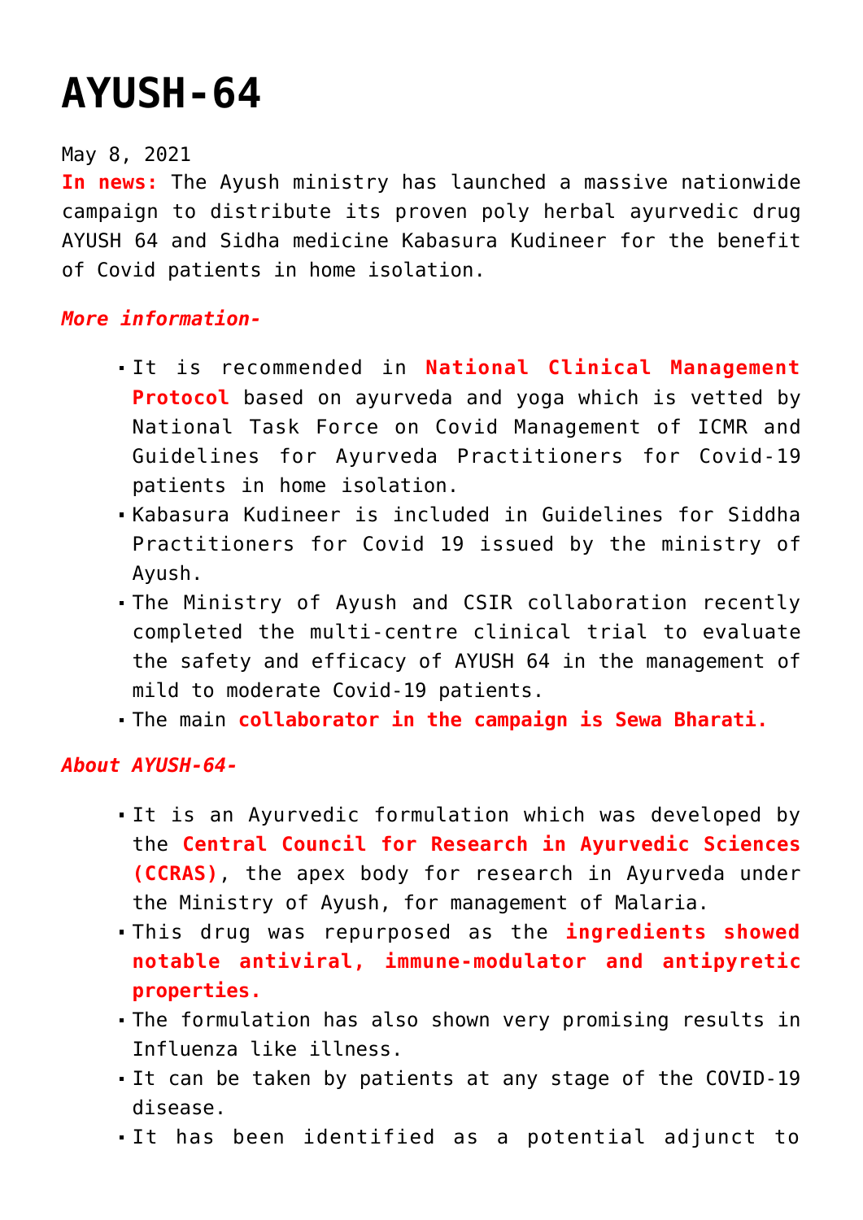# AYUSH-64

May 8, 2021

**In news:** The Ayush ministry has launched a massive nationwide campaign to distribute its proven poly herbal ayurvedic drug AYUSH 64 and Sidha medicine Kabasura Kudineer for the benefit of Covid patients in home isolation.

***More information-***

- It is recommended in **National Clinical Management Protocol** based on ayurveda and yoga which is vetted by National Task Force on Covid Management of ICMR and Guidelines for Ayurveda Practitioners for Covid-19 patients in home isolation.
- Kabasura Kudineer is included in Guidelines for Siddha Practitioners for Covid 19 issued by the ministry of Ayush.
- The Ministry of Ayush and CSIR collaboration recently completed the multi-centre clinical trial to evaluate the safety and efficacy of AYUSH 64 in the management of mild to moderate Covid-19 patients.
- The main **collaborator in the campaign is Sewa Bharati.**

***About AYUSH-64-***

- It is an Ayurvedic formulation which was developed by the **Central Council for Research in Ayurvedic Sciences (CCRAS)**, the apex body for research in Ayurveda under the Ministry of Ayush, for management of Malaria.
- This drug was repurposed as the **ingredients showed notable antiviral, immune-modulator and antipyretic properties.**
- The formulation has also shown very promising results in Influenza like illness.
- It can be taken by patients at any stage of the COVID-19 disease.
- It has been identified as a potential adjunct to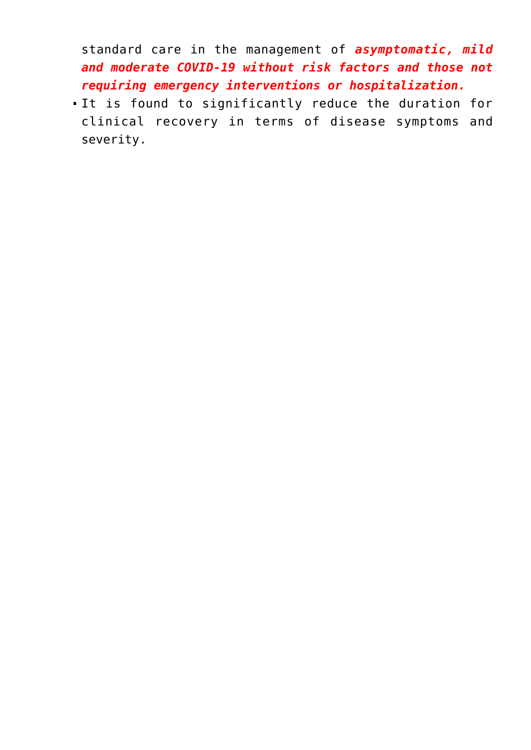standard care in the management of ***asymptomatic, mild and moderate COVID-19 without risk factors and those not requiring emergency interventions or hospitalization.***

- It is found to significantly reduce the duration for clinical recovery in terms of disease symptoms and severity.